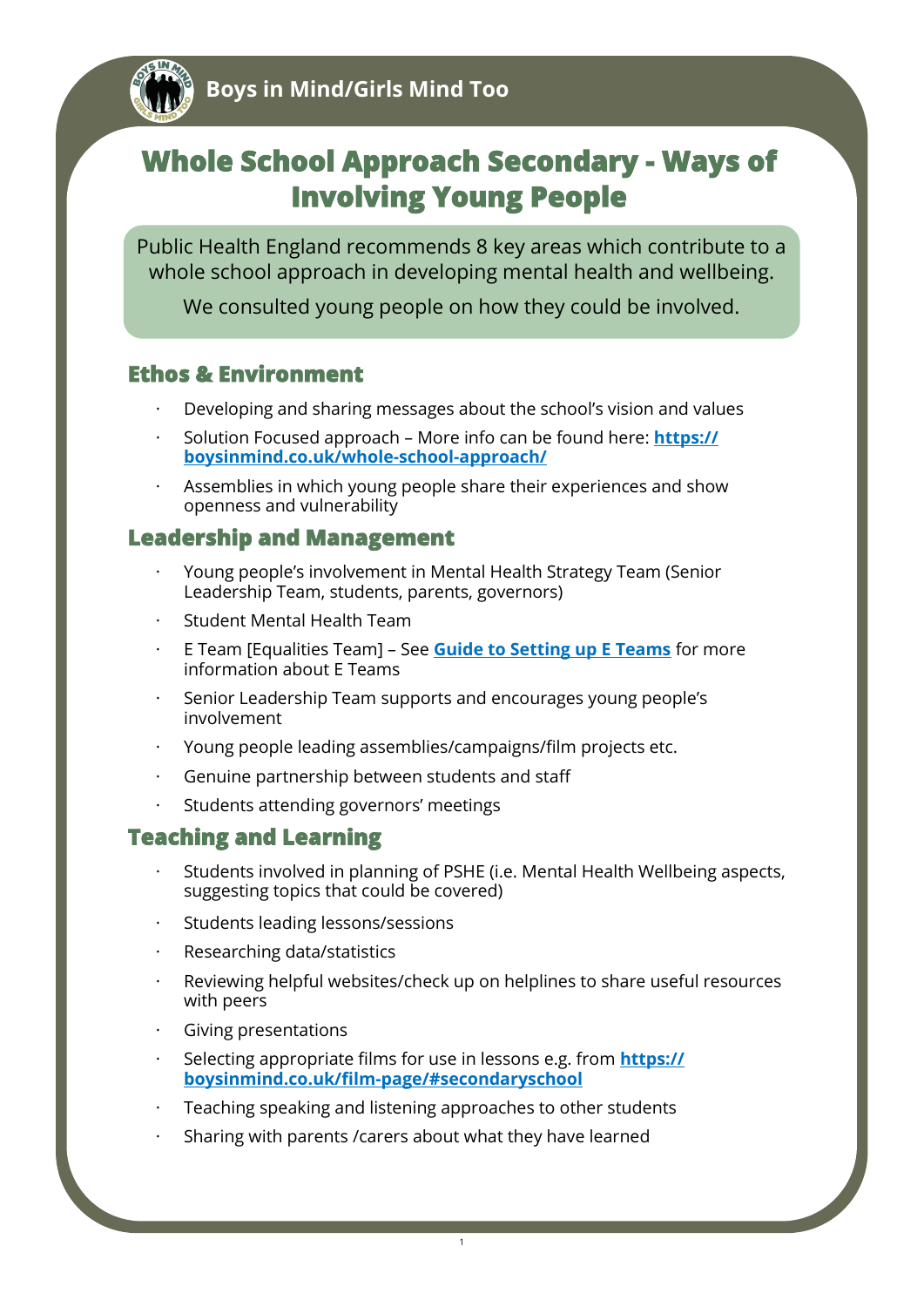Boys in Mind/Girls Mind Too

# Whole School Approach Secondary - Ways of Involving Young People

Public Health England recommends 8 key areas which contribute to a whole school approach in developing mental health and wellbeing.

We consulted young people on how they could be involved.

## Ethos & Environment

- Developing and sharing messages about the school's vision and values
- Solution Focused approach – More info can be found here: **https://boysinmind.co.uk/whole-school-approach/**
- Assemblies in which young people share their experiences and show openness and vulnerability

## Leadership and Management

- Young people's involvement in Mental Health Strategy Team (Senior Leadership Team, students, parents, governors)
- Student Mental Health Team
- E Team [Equalities Team] – See **Guide to Setting up E Teams** for more information about E Teams
- Senior Leadership Team supports and encourages young people's involvement
- Young people leading assemblies/campaigns/film projects etc.
- Genuine partnership between students and staff
- Students attending governors' meetings

## Teaching and Learning

- Students involved in planning of PSHE (i.e. Mental Health Wellbeing aspects, suggesting topics that could be covered)
- Students leading lessons/sessions
- Researching data/statistics
- Reviewing helpful websites/check up on helplines to share useful resources with peers
- Giving presentations
- Selecting appropriate films for use in lessons e.g. from **https://boysinmind.co.uk/film-page/#secondaryschool**
- Teaching speaking and listening approaches to other students
- Sharing with parents /carers about what they have learned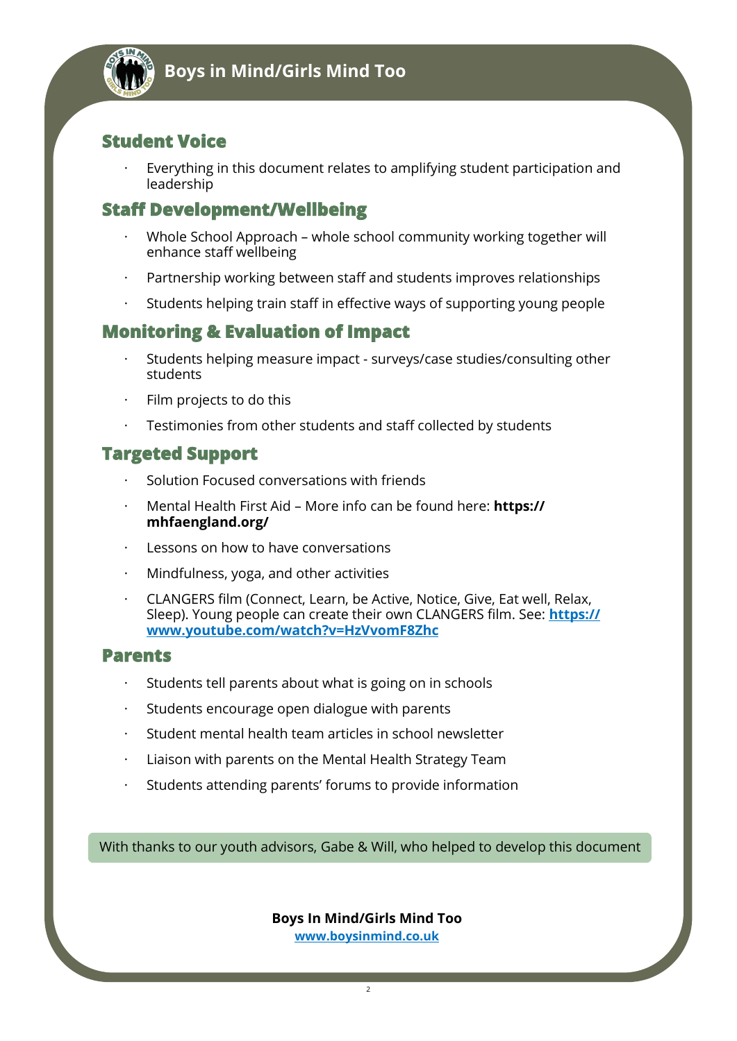## Student Voice

- Everything in this document relates to amplifying student participation and leadership

## Staff Development/Wellbeing

- Whole School Approach – whole school community working together will enhance staff wellbeing
- Partnership working between staff and students improves relationships
- Students helping train staff in effective ways of supporting young people

## Monitoring & Evaluation of Impact

- Students helping measure impact - surveys/case studies/consulting other students
- Film projects to do this
- Testimonies from other students and staff collected by students

## Targeted Support

- Solution Focused conversations with friends
- Mental Health First Aid – More info can be found here: **https://mhfaengland.org/**
- Lessons on how to have conversations
- Mindfulness, yoga, and other activities
- CLANGERS film (Connect, Learn, be Active, Notice, Give, Eat well, Relax, Sleep). Young people can create their own CLANGERS film. See: **https://www.youtube.com/watch?v=HzVvomF8Zhc**

## Parents

- Students tell parents about what is going on in schools
- Students encourage open dialogue with parents
- Student mental health team articles in school newsletter
- Liaison with parents on the Mental Health Strategy Team
- Students attending parents' forums to provide information

With thanks to our youth advisors, Gabe & Will, who helped to develop this document

**Boys In Mind/Girls Mind Too**
**www.boysinmind.co.uk**